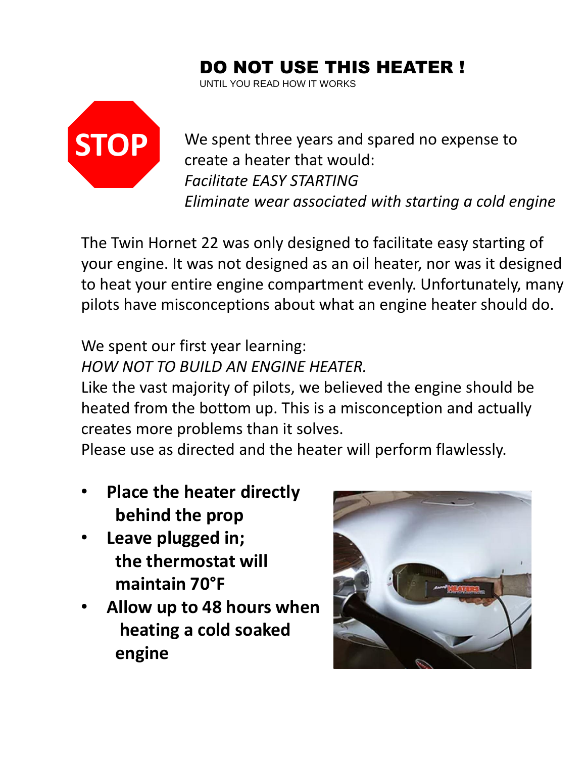# DO NOT USE THIS HEATER !

UNTIL YOU READ HOW IT WORKS

STOP

We spent three years and spared no expense to create a heater that would:
*Facilitate EASY STARTING*
*Eliminate wear associated with starting a cold engine*

The Twin Hornet 22 was only designed to facilitate easy starting of your engine. It was not designed as an oil heater, nor was it designed to heat your entire engine compartment evenly. Unfortunately, many pilots have misconceptions about what an engine heater should do.

We spent our first year learning:
*HOW NOT TO BUILD AN ENGINE HEATER.*
Like the vast majority of pilots, we believed the engine should be heated from the bottom up. This is a misconception and actually creates more problems than it solves.
Please use as directed and the heater will perform flawlessly.

- **Place the heater directly behind the prop**
- **Leave plugged in; the thermostat will maintain 70°F**
- **Allow up to 48 hours when heating a cold soaked engine**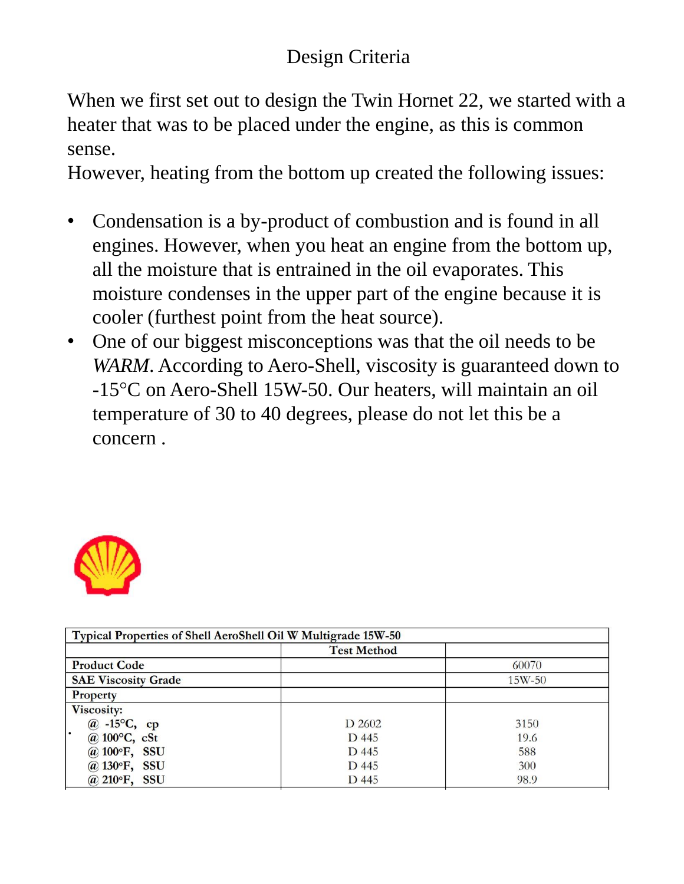# Design Criteria

When we first set out to design the Twin Hornet 22, we started with a heater that was to be placed under the engine, as this is common sense.
However, heating from the bottom up created the following issues:

- Condensation is a by-product of combustion and is found in all engines. However, when you heat an engine from the bottom up, all the moisture that is entrained in the oil evaporates. This moisture condenses in the upper part of the engine because it is cooler (furthest point from the heat source).
- One of our biggest misconceptions was that the oil needs to be *WARM*. According to Aero-Shell, viscosity is guaranteed down to -15°C on Aero-Shell 15W-50. Our heaters, will maintain an oil temperature of 30 to 40 degrees, please do not let this be a concern .

| Typical Properties of Shell AeroShell Oil W Multigrade 15W-50 | | |
|---|---|---|
| | Test Method | |
| Product Code | | 60070 |
| SAE Viscosity Grade | | 15W-50 |
| Property | | |
| Viscosity: | | |
| @ -15°C, cp | D 2602 | 3150 |
| @ 100°C, cSt | D 445 | 19.6 |
| @ 100°F, SSU | D 445 | 588 |
| @ 130°F, SSU | D 445 | 300 |
| @ 210°F, SSU | D 445 | 98.9 |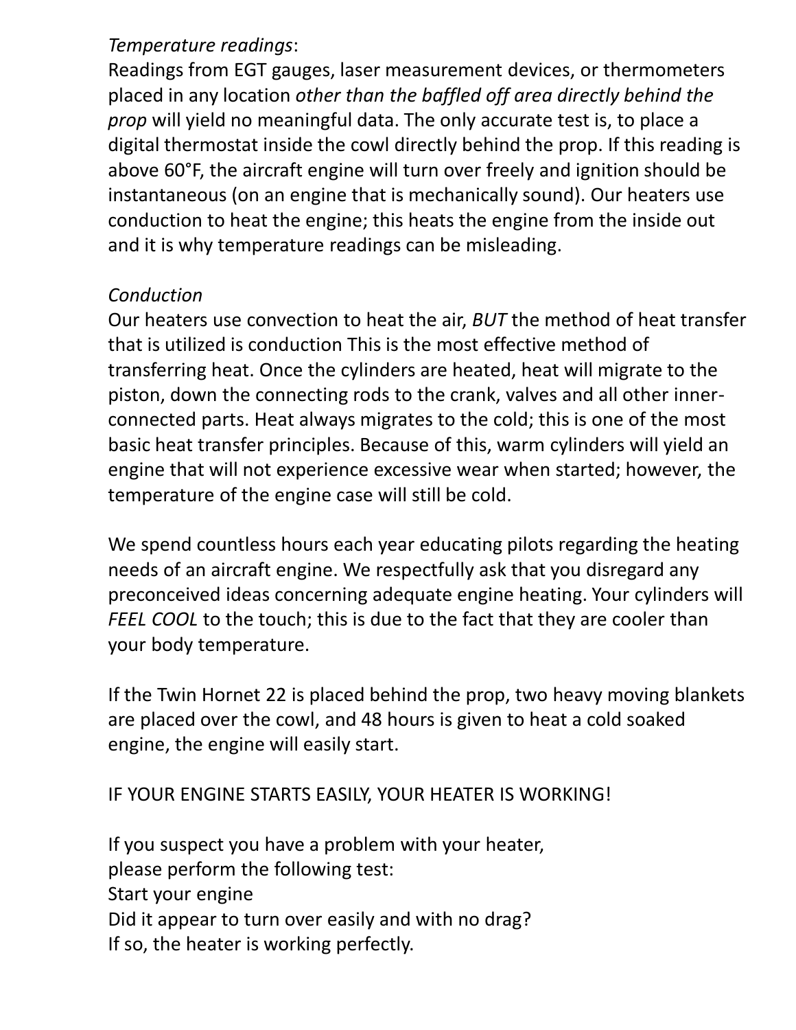*Temperature readings*:
Readings from EGT gauges, laser measurement devices, or thermometers placed in any location *other than the baffled off area directly behind the prop* will yield no meaningful data. The only accurate test is, to place a digital thermostat inside the cowl directly behind the prop. If this reading is above 60°F, the aircraft engine will turn over freely and ignition should be instantaneous (on an engine that is mechanically sound). Our heaters use conduction to heat the engine; this heats the engine from the inside out and it is why temperature readings can be misleading.

*Conduction*
Our heaters use convection to heat the air, *BUT* the method of heat transfer that is utilized is conduction This is the most effective method of transferring heat. Once the cylinders are heated, heat will migrate to the piston, down the connecting rods to the crank, valves and all other inner-connected parts. Heat always migrates to the cold; this is one of the most basic heat transfer principles. Because of this, warm cylinders will yield an engine that will not experience excessive wear when started; however, the temperature of the engine case will still be cold.

We spend countless hours each year educating pilots regarding the heating needs of an aircraft engine. We respectfully ask that you disregard any preconceived ideas concerning adequate engine heating. Your cylinders will *FEEL COOL* to the touch; this is due to the fact that they are cooler than your body temperature.

If the Twin Hornet 22 is placed behind the prop, two heavy moving blankets are placed over the cowl, and 48 hours is given to heat a cold soaked engine, the engine will easily start.

IF YOUR ENGINE STARTS EASILY, YOUR HEATER IS WORKING!

If you suspect you have a problem with your heater,
please perform the following test:
Start your engine
Did it appear to turn over easily and with no drag?
If so, the heater is working perfectly.